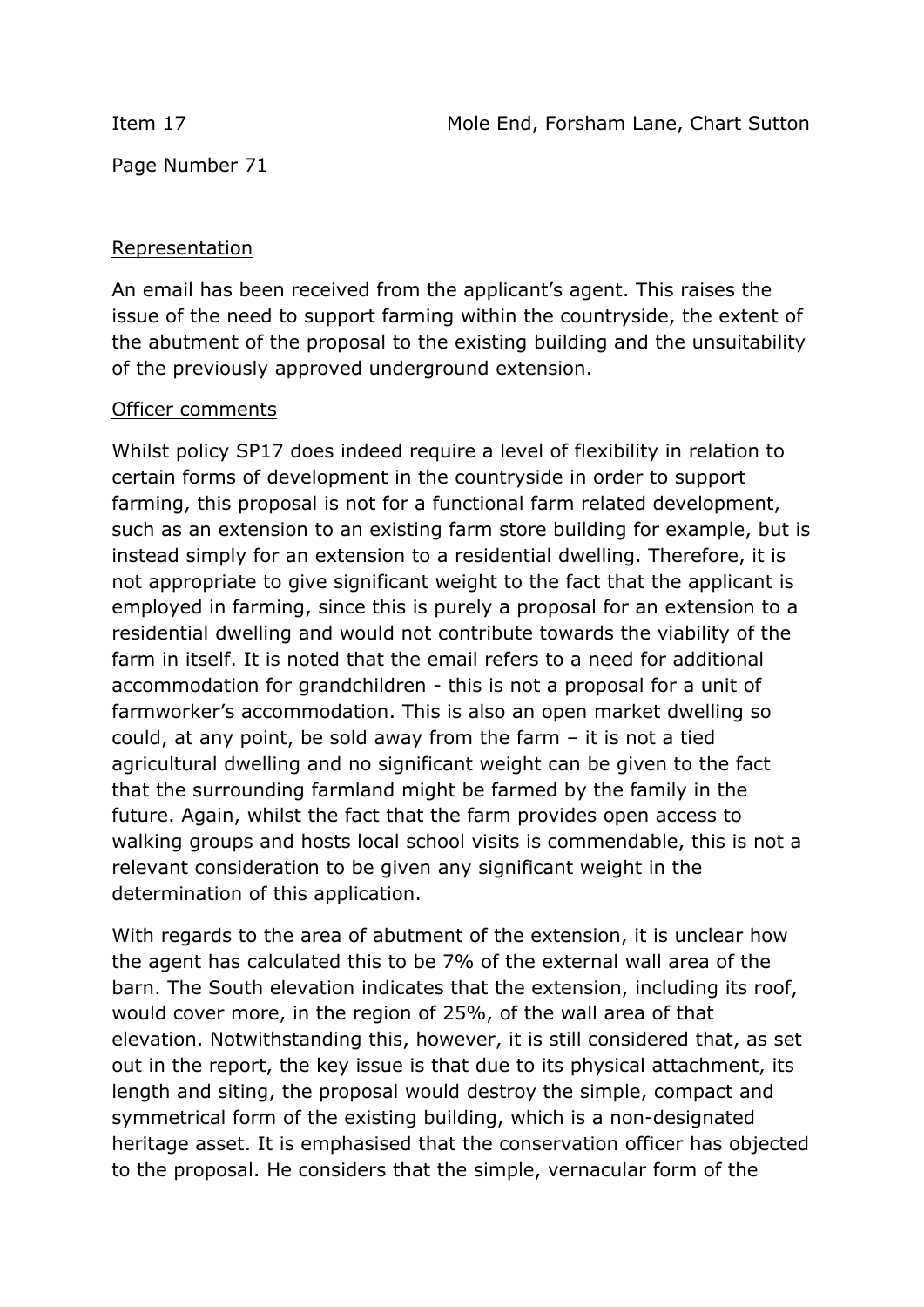Item 17 Mole End, Forsham Lane, Chart Sutton

Page Number 71

Representation

An email has been received from the applicant's agent. This raises the issue of the need to support farming within the countryside, the extent of the abutment of the proposal to the existing building and the unsuitability of the previously approved underground extension.

Officer comments

Whilst policy SP17 does indeed require a level of flexibility in relation to certain forms of development in the countryside in order to support farming, this proposal is not for a functional farm related development, such as an extension to an existing farm store building for example, but is instead simply for an extension to a residential dwelling. Therefore, it is not appropriate to give significant weight to the fact that the applicant is employed in farming, since this is purely a proposal for an extension to a residential dwelling and would not contribute towards the viability of the farm in itself. It is noted that the email refers to a need for additional accommodation for grandchildren - this is not a proposal for a unit of farmworker's accommodation. This is also an open market dwelling so could, at any point, be sold away from the farm – it is not a tied agricultural dwelling and no significant weight can be given to the fact that the surrounding farmland might be farmed by the family in the future. Again, whilst the fact that the farm provides open access to walking groups and hosts local school visits is commendable, this is not a relevant consideration to be given any significant weight in the determination of this application.

With regards to the area of abutment of the extension, it is unclear how the agent has calculated this to be 7% of the external wall area of the barn. The South elevation indicates that the extension, including its roof, would cover more, in the region of 25%, of the wall area of that elevation. Notwithstanding this, however, it is still considered that, as set out in the report, the key issue is that due to its physical attachment, its length and siting, the proposal would destroy the simple, compact and symmetrical form of the existing building, which is a non-designated heritage asset. It is emphasised that the conservation officer has objected to the proposal. He considers that the simple, vernacular form of the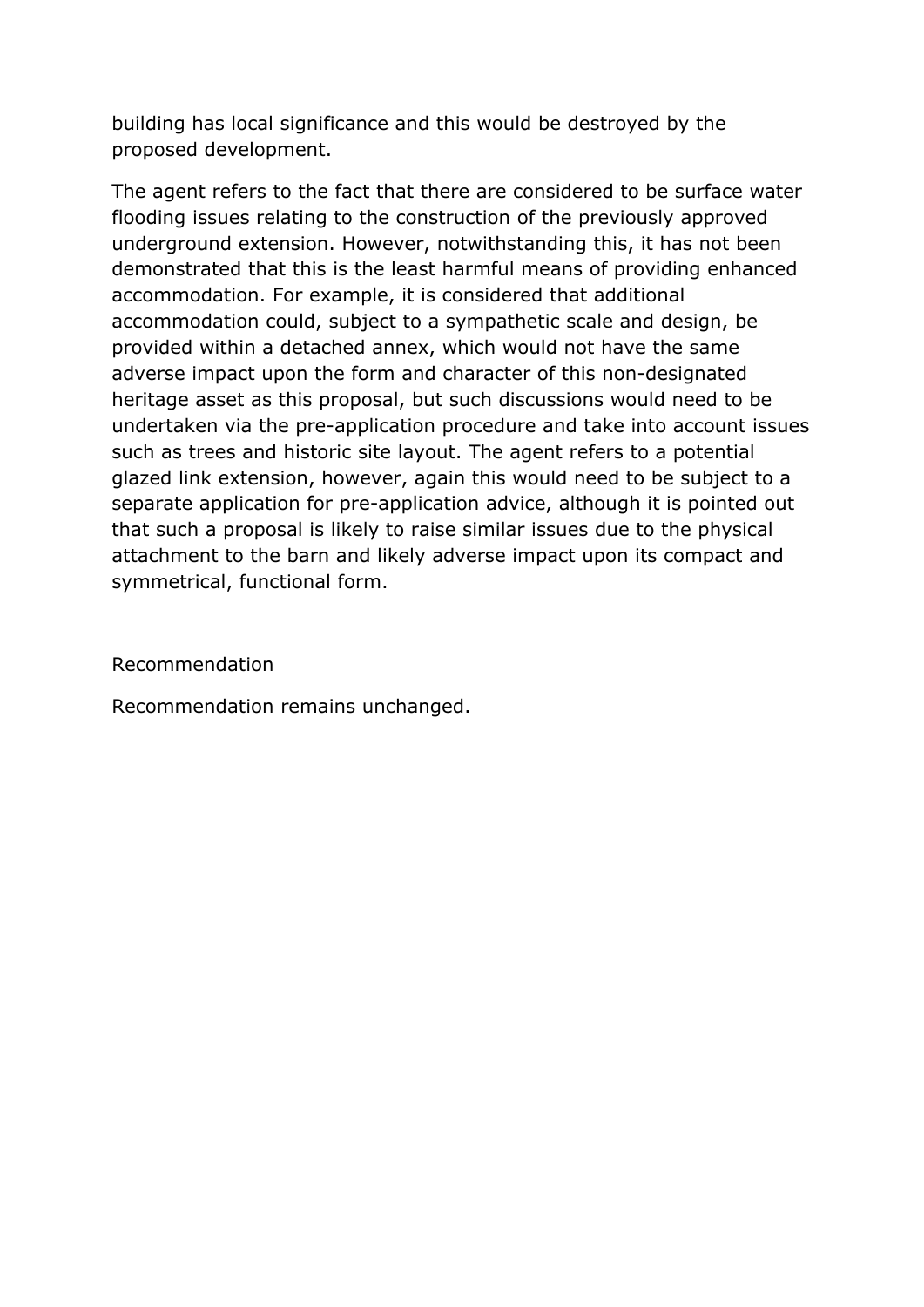building has local significance and this would be destroyed by the proposed development.

The agent refers to the fact that there are considered to be surface water flooding issues relating to the construction of the previously approved underground extension. However, notwithstanding this, it has not been demonstrated that this is the least harmful means of providing enhanced accommodation. For example, it is considered that additional accommodation could, subject to a sympathetic scale and design, be provided within a detached annex, which would not have the same adverse impact upon the form and character of this non-designated heritage asset as this proposal, but such discussions would need to be undertaken via the pre-application procedure and take into account issues such as trees and historic site layout. The agent refers to a potential glazed link extension, however, again this would need to be subject to a separate application for pre-application advice, although it is pointed out that such a proposal is likely to raise similar issues due to the physical attachment to the barn and likely adverse impact upon its compact and symmetrical, functional form.

<u>Recommendation</u>

Recommendation remains unchanged.